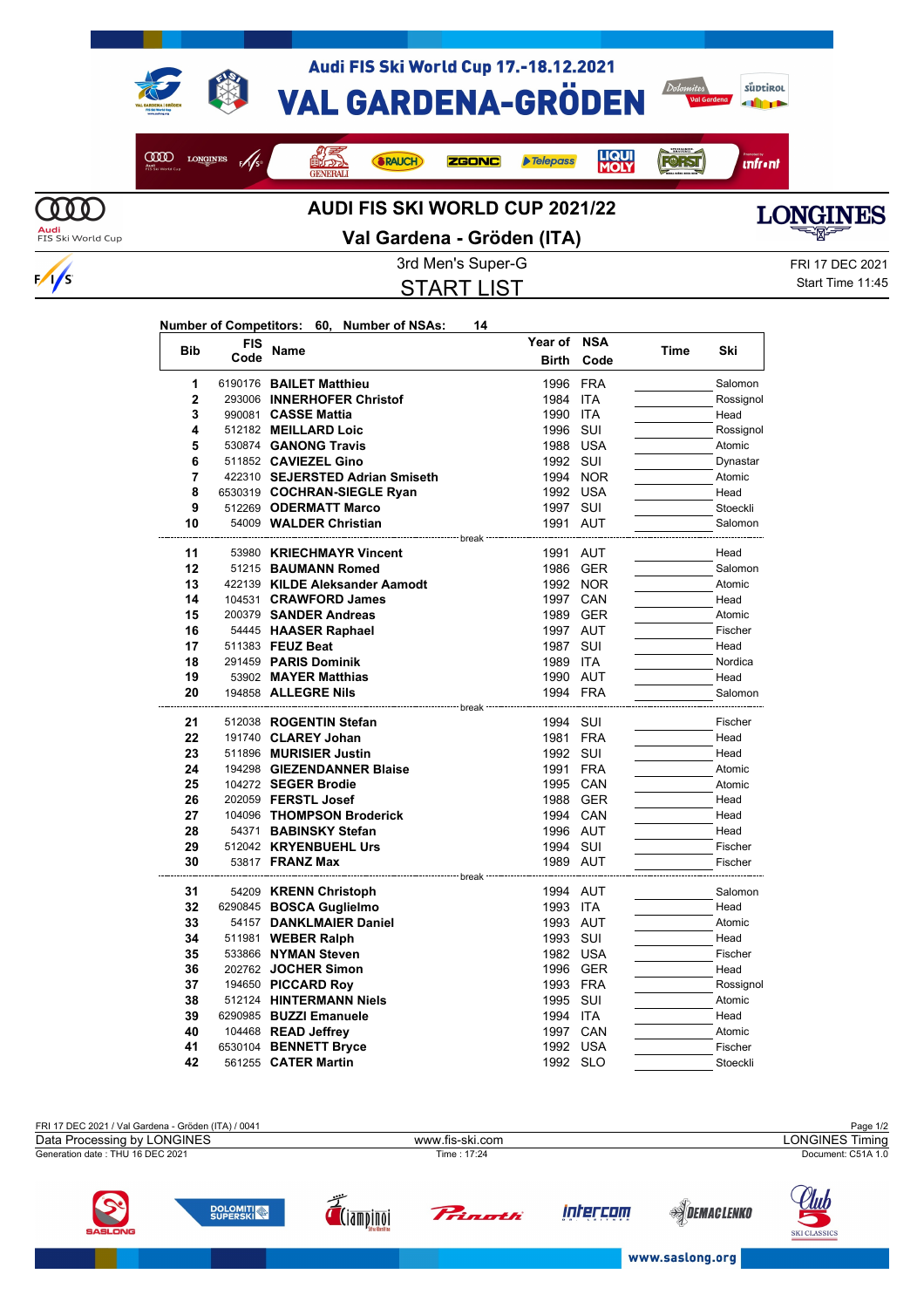# Audi FIS Ski World Cup 17.-18.12.2021

# VAL GARDENA-GRÖDEN

## AUDI FIS SKI WORLD CUP 2021/22

### Val Gardena - Gröden (ITA)

3rd Men's Super-G

## START LIST

FRI 17 DEC 2021
Start Time 11:45

**Number of Competitors: 60, Number of NSAs: 14**

| Bib | FIS Code | Name | Year of Birth | NSA Code | Time | Ski |
|---|---|---|---|---|---|---|
| 1 | 6190176 | **BAILET Matthieu** | 1996 | FRA | | Salomon |
| 2 | 293006 | **INNERHOFER Christof** | 1984 | ITA | | Rossignol |
| 3 | 990081 | **CASSE Mattia** | 1990 | ITA | | Head |
| 4 | 512182 | **MEILLARD Loic** | 1996 | SUI | | Rossignol |
| 5 | 530874 | **GANONG Travis** | 1988 | USA | | Atomic |
| 6 | 511852 | **CAVIEZEL Gino** | 1992 | SUI | | Dynastar |
| 7 | 422310 | **SEJERSTED Adrian Smiseth** | 1994 | NOR | | Atomic |
| 8 | 6530319 | **COCHRAN-SIEGLE Ryan** | 1992 | USA | | Head |
| 9 | 512269 | **ODERMATT Marco** | 1997 | SUI | | Stoeckli |
| 10 | 54009 | **WALDER Christian** | 1991 | AUT | | Salomon |
| | | break | | | | |
| 11 | 53980 | **KRIECHMAYR Vincent** | 1991 | AUT | | Head |
| 12 | 51215 | **BAUMANN Romed** | 1986 | GER | | Salomon |
| 13 | 422139 | **KILDE Aleksander Aamodt** | 1992 | NOR | | Atomic |
| 14 | 104531 | **CRAWFORD James** | 1997 | CAN | | Head |
| 15 | 200379 | **SANDER Andreas** | 1989 | GER | | Atomic |
| 16 | 54445 | **HAASER Raphael** | 1997 | AUT | | Fischer |
| 17 | 511383 | **FEUZ Beat** | 1987 | SUI | | Head |
| 18 | 291459 | **PARIS Dominik** | 1989 | ITA | | Nordica |
| 19 | 53902 | **MAYER Matthias** | 1990 | AUT | | Head |
| 20 | 194858 | **ALLEGRE Nils** | 1994 | FRA | | Salomon |
| | | break | | | | |
| 21 | 512038 | **ROGENTIN Stefan** | 1994 | SUI | | Fischer |
| 22 | 191740 | **CLAREY Johan** | 1981 | FRA | | Head |
| 23 | 511896 | **MURISIER Justin** | 1992 | SUI | | Head |
| 24 | 194298 | **GIEZENDANNER Blaise** | 1991 | FRA | | Atomic |
| 25 | 104272 | **SEGER Brodie** | 1995 | CAN | | Atomic |
| 26 | 202059 | **FERSTL Josef** | 1988 | GER | | Head |
| 27 | 104096 | **THOMPSON Broderick** | 1994 | CAN | | Head |
| 28 | 54371 | **BABINSKY Stefan** | 1996 | AUT | | Head |
| 29 | 512042 | **KRYENBUEHL Urs** | 1994 | SUI | | Fischer |
| 30 | 53817 | **FRANZ Max** | 1989 | AUT | | Fischer |
| | | break | | | | |
| 31 | 54209 | **KRENN Christoph** | 1994 | AUT | | Salomon |
| 32 | 6290845 | **BOSCA Guglielmo** | 1993 | ITA | | Head |
| 33 | 54157 | **DANKLMAIER Daniel** | 1993 | AUT | | Atomic |
| 34 | 511981 | **WEBER Ralph** | 1993 | SUI | | Head |
| 35 | 533866 | **NYMAN Steven** | 1982 | USA | | Fischer |
| 36 | 202762 | **JOCHER Simon** | 1996 | GER | | Head |
| 37 | 194650 | **PICCARD Roy** | 1993 | FRA | | Rossignol |
| 38 | 512124 | **HINTERMANN Niels** | 1995 | SUI | | Atomic |
| 39 | 6290985 | **BUZZI Emanuele** | 1994 | ITA | | Head |
| 40 | 104468 | **READ Jeffrey** | 1997 | CAN | | Atomic |
| 41 | 6530104 | **BENNETT Bryce** | 1992 | USA | | Fischer |
| 42 | 561255 | **CATER Martin** | 1992 | SLO | | Stoeckli |

FRI 17 DEC 2021 / Val Gardena - Gröden (ITA) / 0041
Data Processing by LONGINES — www.fis-ski.com — LONGINES Timing
Generation date : THU 16 DEC 2021 — Time : 17:24 — Document: C51A 1.0

www.saslong.org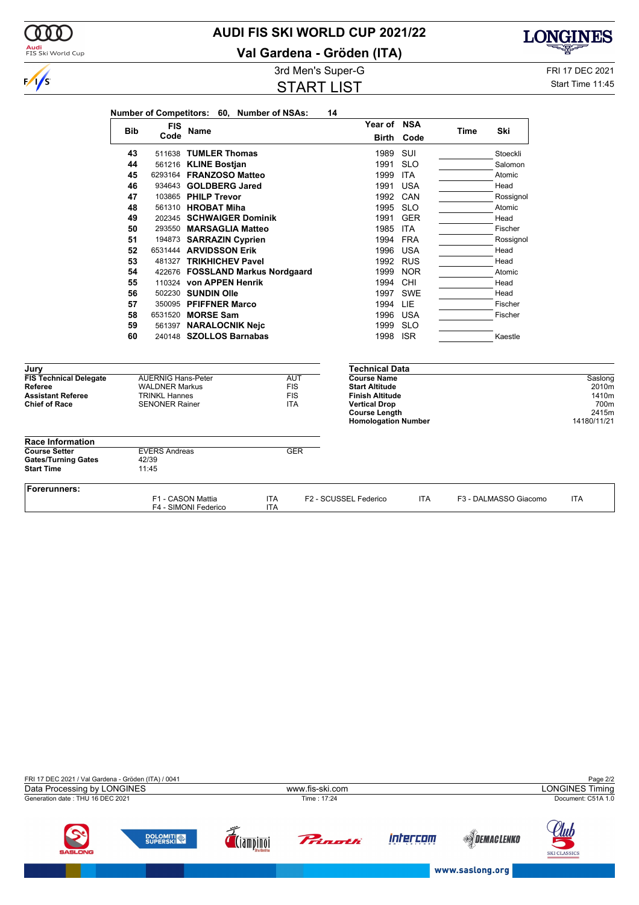# AUDI FIS SKI WORLD CUP 2021/22

## Val Gardena - Gröden (ITA)

3rd Men's Super-G

FRI 17 DEC 2021

## START LIST

Start Time 11:45

**Number of Competitors: 60, Number of NSAs: 14**

| Bib | FIS Code | Name | Year of Birth | NSA Code | Time | Ski |
|---|---|---|---|---|---|---|
| 43 | 511638 | **TUMLER Thomas** | 1989 | SUI | | Stoeckli |
| 44 | 561216 | **KLINE Bostjan** | 1991 | SLO | | Salomon |
| 45 | 6293164 | **FRANZOSO Matteo** | 1999 | ITA | | Atomic |
| 46 | 934643 | **GOLDBERG Jared** | 1991 | USA | | Head |
| 47 | 103865 | **PHILP Trevor** | 1992 | CAN | | Rossignol |
| 48 | 561310 | **HROBAT Miha** | 1995 | SLO | | Atomic |
| 49 | 202345 | **SCHWAIGER Dominik** | 1991 | GER | | Head |
| 50 | 293550 | **MARSAGLIA Matteo** | 1985 | ITA | | Fischer |
| 51 | 194873 | **SARRAZIN Cyprien** | 1994 | FRA | | Rossignol |
| 52 | 6531444 | **ARVIDSSON Erik** | 1996 | USA | | Head |
| 53 | 481327 | **TRIKHICHEV Pavel** | 1992 | RUS | | Head |
| 54 | 422676 | **FOSSLAND Markus Nordgaard** | 1999 | NOR | | Atomic |
| 55 | 110324 | **von APPEN Henrik** | 1994 | CHI | | Head |
| 56 | 502230 | **SUNDIN Olle** | 1997 | SWE | | Head |
| 57 | 350095 | **PFIFFNER Marco** | 1994 | LIE | | Fischer |
| 58 | 6531520 | **MORSE Sam** | 1996 | USA | | Fischer |
| 59 | 561397 | **NARALOCNIK Nejc** | 1999 | SLO | | |
| 60 | 240148 | **SZOLLOS Barnabas** | 1998 | ISR | | Kaestle |

### Jury

| | | |
|---|---|---|
| **FIS Technical Delegate** | AUERNIG Hans-Peter | AUT |
| **Referee** | WALDNER Markus | FIS |
| **Assistant Referee** | TRINKL Hannes | FIS |
| **Chief of Race** | SENONER Rainer | ITA |

### Technical Data

| | |
|---|---|
| **Course Name** | Saslong |
| **Start Altitude** | 2010m |
| **Finish Altitude** | 1410m |
| **Vertical Drop** | 700m |
| **Course Length** | 2415m |
| **Homologation Number** | 14180/11/21 |

### Race Information

| | | |
|---|---|---|
| **Course Setter** | EVERS Andreas | GER |
| **Gates/Turning Gates** | 42/39 | |
| **Start Time** | 11:45 | |

### Forerunners:

| | | | | | |
|---|---|---|---|---|---|
| F1 - CASON Mattia | ITA | F2 - SCUSSEL Federico | ITA | F3 - DALMASSO Giacomo | ITA |
| F4 - SIMONI Federico | ITA | | | | |

FRI 17 DEC 2021 / Val Gardena - Gröden (ITA) / 0041

Data Processing by LONGINES — www.fis-ski.com — LONGINES Timing

Generation date : THU 16 DEC 2021 — Time : 17:24 — Document: C51A 1.0

www.saslong.org